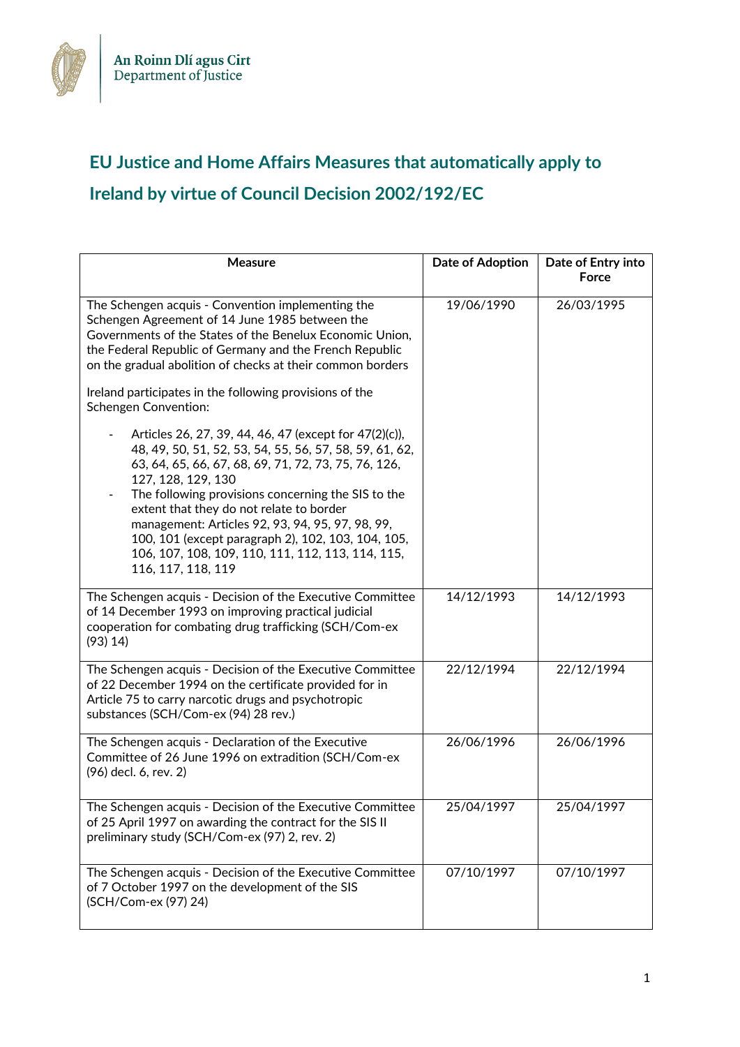# EU Justice and Home Affairs Measures that automatically apply to Ireland by virtue of Council Decision 2002/192/EC

| Measure | Date of Adoption | Date of Entry into Force |
|---|---|---|
| The Schengen acquis - Convention implementing the Schengen Agreement of 14 June 1985 between the Governments of the States of the Benelux Economic Union, the Federal Republic of Germany and the French Republic on the gradual abolition of checks at their common borders<br><br>Ireland participates in the following provisions of the Schengen Convention:<br><br>- Articles 26, 27, 39, 44, 46, 47 (except for 47(2)(c)), 48, 49, 50, 51, 52, 53, 54, 55, 56, 57, 58, 59, 61, 62, 63, 64, 65, 66, 67, 68, 69, 71, 72, 73, 75, 76, 126, 127, 128, 129, 130<br>- The following provisions concerning the SIS to the extent that they do not relate to border management: Articles 92, 93, 94, 95, 97, 98, 99, 100, 101 (except paragraph 2), 102, 103, 104, 105, 106, 107, 108, 109, 110, 111, 112, 113, 114, 115, 116, 117, 118, 119 | 19/06/1990 | 26/03/1995 |
| The Schengen acquis - Decision of the Executive Committee of 14 December 1993 on improving practical judicial cooperation for combating drug trafficking (SCH/Com-ex (93) 14) | 14/12/1993 | 14/12/1993 |
| The Schengen acquis - Decision of the Executive Committee of 22 December 1994 on the certificate provided for in Article 75 to carry narcotic drugs and psychotropic substances (SCH/Com-ex (94) 28 rev.) | 22/12/1994 | 22/12/1994 |
| The Schengen acquis - Declaration of the Executive Committee of 26 June 1996 on extradition (SCH/Com-ex (96) decl. 6, rev. 2) | 26/06/1996 | 26/06/1996 |
| The Schengen acquis - Decision of the Executive Committee of 25 April 1997 on awarding the contract for the SIS II preliminary study (SCH/Com-ex (97) 2, rev. 2) | 25/04/1997 | 25/04/1997 |
| The Schengen acquis - Decision of the Executive Committee of 7 October 1997 on the development of the SIS (SCH/Com-ex (97) 24) | 07/10/1997 | 07/10/1997 |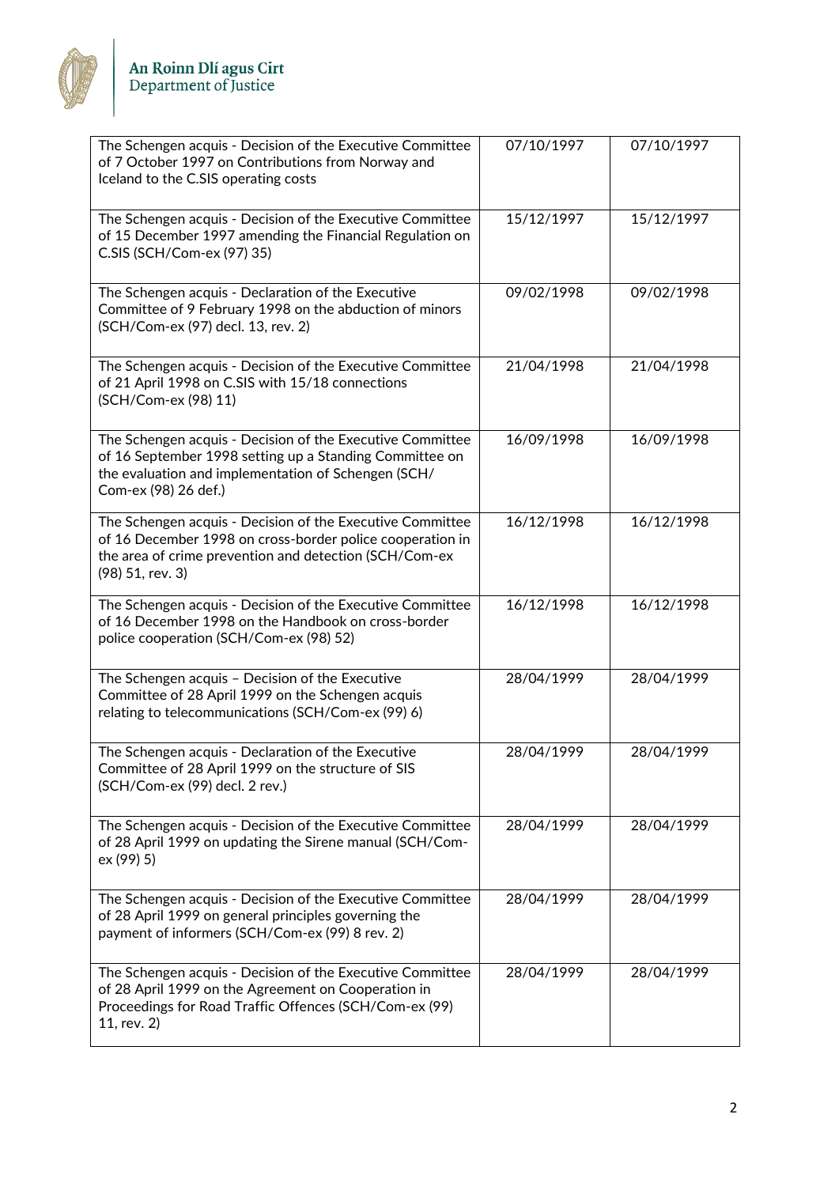| | | |
|---|---|---|
| The Schengen acquis - Decision of the Executive Committee of 7 October 1997 on Contributions from Norway and Iceland to the C.SIS operating costs | 07/10/1997 | 07/10/1997 |
| The Schengen acquis - Decision of the Executive Committee of 15 December 1997 amending the Financial Regulation on C.SIS (SCH/Com-ex (97) 35) | 15/12/1997 | 15/12/1997 |
| The Schengen acquis - Declaration of the Executive Committee of 9 February 1998 on the abduction of minors (SCH/Com-ex (97) decl. 13, rev. 2) | 09/02/1998 | 09/02/1998 |
| The Schengen acquis - Decision of the Executive Committee of 21 April 1998 on C.SIS with 15/18 connections (SCH/Com-ex (98) 11) | 21/04/1998 | 21/04/1998 |
| The Schengen acquis - Decision of the Executive Committee of 16 September 1998 setting up a Standing Committee on the evaluation and implementation of Schengen (SCH/ Com-ex (98) 26 def.) | 16/09/1998 | 16/09/1998 |
| The Schengen acquis - Decision of the Executive Committee of 16 December 1998 on cross-border police cooperation in the area of crime prevention and detection (SCH/Com-ex (98) 51, rev. 3) | 16/12/1998 | 16/12/1998 |
| The Schengen acquis - Decision of the Executive Committee of 16 December 1998 on the Handbook on cross-border police cooperation (SCH/Com-ex (98) 52) | 16/12/1998 | 16/12/1998 |
| The Schengen acquis – Decision of the Executive Committee of 28 April 1999 on the Schengen acquis relating to telecommunications (SCH/Com-ex (99) 6) | 28/04/1999 | 28/04/1999 |
| The Schengen acquis - Declaration of the Executive Committee of 28 April 1999 on the structure of SIS (SCH/Com-ex (99) decl. 2 rev.) | 28/04/1999 | 28/04/1999 |
| The Schengen acquis - Decision of the Executive Committee of 28 April 1999 on updating the Sirene manual (SCH/Com-ex (99) 5) | 28/04/1999 | 28/04/1999 |
| The Schengen acquis - Decision of the Executive Committee of 28 April 1999 on general principles governing the payment of informers (SCH/Com-ex (99) 8 rev. 2) | 28/04/1999 | 28/04/1999 |
| The Schengen acquis - Decision of the Executive Committee of 28 April 1999 on the Agreement on Cooperation in Proceedings for Road Traffic Offences (SCH/Com-ex (99) 11, rev. 2) | 28/04/1999 | 28/04/1999 |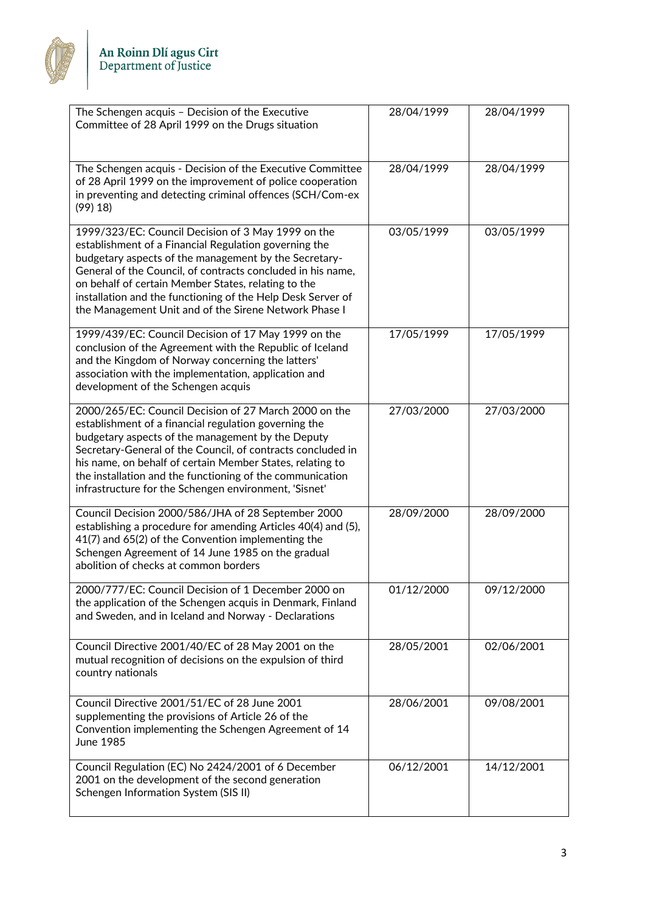| | | |
|---|---|---|
| The Schengen acquis – Decision of the Executive Committee of 28 April 1999 on the Drugs situation | 28/04/1999 | 28/04/1999 |
| The Schengen acquis - Decision of the Executive Committee of 28 April 1999 on the improvement of police cooperation in preventing and detecting criminal offences (SCH/Com-ex (99) 18) | 28/04/1999 | 28/04/1999 |
| 1999/323/EC: Council Decision of 3 May 1999 on the establishment of a Financial Regulation governing the budgetary aspects of the management by the Secretary-General of the Council, of contracts concluded in his name, on behalf of certain Member States, relating to the installation and the functioning of the Help Desk Server of the Management Unit and of the Sirene Network Phase I | 03/05/1999 | 03/05/1999 |
| 1999/439/EC: Council Decision of 17 May 1999 on the conclusion of the Agreement with the Republic of Iceland and the Kingdom of Norway concerning the latters' association with the implementation, application and development of the Schengen acquis | 17/05/1999 | 17/05/1999 |
| 2000/265/EC: Council Decision of 27 March 2000 on the establishment of a financial regulation governing the budgetary aspects of the management by the Deputy Secretary-General of the Council, of contracts concluded in his name, on behalf of certain Member States, relating to the installation and the functioning of the communication infrastructure for the Schengen environment, 'Sisnet' | 27/03/2000 | 27/03/2000 |
| Council Decision 2000/586/JHA of 28 September 2000 establishing a procedure for amending Articles 40(4) and (5), 41(7) and 65(2) of the Convention implementing the Schengen Agreement of 14 June 1985 on the gradual abolition of checks at common borders | 28/09/2000 | 28/09/2000 |
| 2000/777/EC: Council Decision of 1 December 2000 on the application of the Schengen acquis in Denmark, Finland and Sweden, and in Iceland and Norway - Declarations | 01/12/2000 | 09/12/2000 |
| Council Directive 2001/40/EC of 28 May 2001 on the mutual recognition of decisions on the expulsion of third country nationals | 28/05/2001 | 02/06/2001 |
| Council Directive 2001/51/EC of 28 June 2001 supplementing the provisions of Article 26 of the Convention implementing the Schengen Agreement of 14 June 1985 | 28/06/2001 | 09/08/2001 |
| Council Regulation (EC) No 2424/2001 of 6 December 2001 on the development of the second generation Schengen Information System (SIS II) | 06/12/2001 | 14/12/2001 |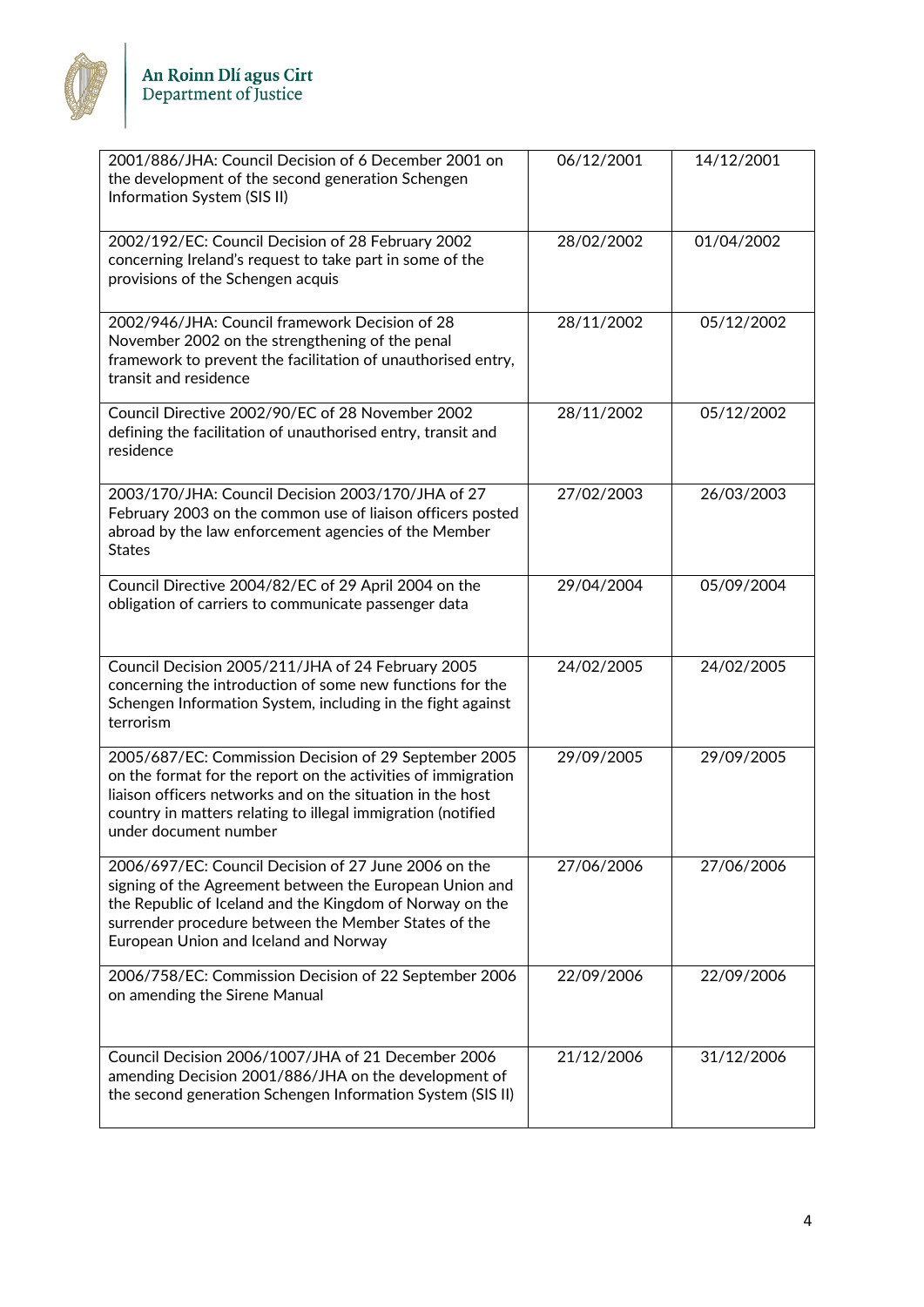| | | |
|---|---|---|
| 2001/886/JHA: Council Decision of 6 December 2001 on the development of the second generation Schengen Information System (SIS II) | 06/12/2001 | 14/12/2001 |
| 2002/192/EC: Council Decision of 28 February 2002 concerning Ireland's request to take part in some of the provisions of the Schengen acquis | 28/02/2002 | 01/04/2002 |
| 2002/946/JHA: Council framework Decision of 28 November 2002 on the strengthening of the penal framework to prevent the facilitation of unauthorised entry, transit and residence | 28/11/2002 | 05/12/2002 |
| Council Directive 2002/90/EC of 28 November 2002 defining the facilitation of unauthorised entry, transit and residence | 28/11/2002 | 05/12/2002 |
| 2003/170/JHA: Council Decision 2003/170/JHA of 27 February 2003 on the common use of liaison officers posted abroad by the law enforcement agencies of the Member States | 27/02/2003 | 26/03/2003 |
| Council Directive 2004/82/EC of 29 April 2004 on the obligation of carriers to communicate passenger data | 29/04/2004 | 05/09/2004 |
| Council Decision 2005/211/JHA of 24 February 2005 concerning the introduction of some new functions for the Schengen Information System, including in the fight against terrorism | 24/02/2005 | 24/02/2005 |
| 2005/687/EC: Commission Decision of 29 September 2005 on the format for the report on the activities of immigration liaison officers networks and on the situation in the host country in matters relating to illegal immigration (notified under document number | 29/09/2005 | 29/09/2005 |
| 2006/697/EC: Council Decision of 27 June 2006 on the signing of the Agreement between the European Union and the Republic of Iceland and the Kingdom of Norway on the surrender procedure between the Member States of the European Union and Iceland and Norway | 27/06/2006 | 27/06/2006 |
| 2006/758/EC: Commission Decision of 22 September 2006 on amending the Sirene Manual | 22/09/2006 | 22/09/2006 |
| Council Decision 2006/1007/JHA of 21 December 2006 amending Decision 2001/886/JHA on the development of the second generation Schengen Information System (SIS II) | 21/12/2006 | 31/12/2006 |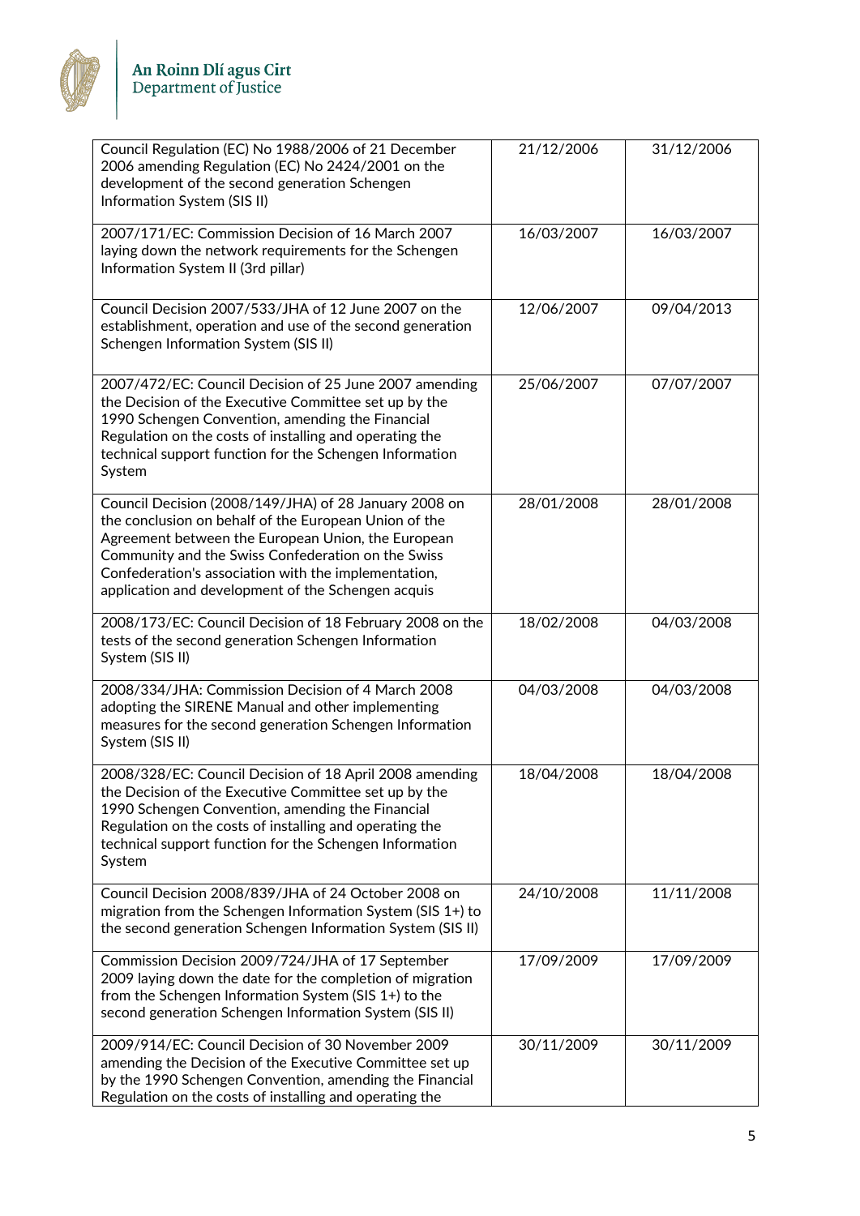| | | |
|---|---|---|
| Council Regulation (EC) No 1988/2006 of 21 December 2006 amending Regulation (EC) No 2424/2001 on the development of the second generation Schengen Information System (SIS II) | 21/12/2006 | 31/12/2006 |
| 2007/171/EC: Commission Decision of 16 March 2007 laying down the network requirements for the Schengen Information System II (3rd pillar) | 16/03/2007 | 16/03/2007 |
| Council Decision 2007/533/JHA of 12 June 2007 on the establishment, operation and use of the second generation Schengen Information System (SIS II) | 12/06/2007 | 09/04/2013 |
| 2007/472/EC: Council Decision of 25 June 2007 amending the Decision of the Executive Committee set up by the 1990 Schengen Convention, amending the Financial Regulation on the costs of installing and operating the technical support function for the Schengen Information System | 25/06/2007 | 07/07/2007 |
| Council Decision (2008/149/JHA) of 28 January 2008 on the conclusion on behalf of the European Union of the Agreement between the European Union, the European Community and the Swiss Confederation on the Swiss Confederation's association with the implementation, application and development of the Schengen acquis | 28/01/2008 | 28/01/2008 |
| 2008/173/EC: Council Decision of 18 February 2008 on the tests of the second generation Schengen Information System (SIS II) | 18/02/2008 | 04/03/2008 |
| 2008/334/JHA: Commission Decision of 4 March 2008 adopting the SIRENE Manual and other implementing measures for the second generation Schengen Information System (SIS II) | 04/03/2008 | 04/03/2008 |
| 2008/328/EC: Council Decision of 18 April 2008 amending the Decision of the Executive Committee set up by the 1990 Schengen Convention, amending the Financial Regulation on the costs of installing and operating the technical support function for the Schengen Information System | 18/04/2008 | 18/04/2008 |
| Council Decision 2008/839/JHA of 24 October 2008 on migration from the Schengen Information System (SIS 1+) to the second generation Schengen Information System (SIS II) | 24/10/2008 | 11/11/2008 |
| Commission Decision 2009/724/JHA of 17 September 2009 laying down the date for the completion of migration from the Schengen Information System (SIS 1+) to the second generation Schengen Information System (SIS II) | 17/09/2009 | 17/09/2009 |
| 2009/914/EC: Council Decision of 30 November 2009 amending the Decision of the Executive Committee set up by the 1990 Schengen Convention, amending the Financial Regulation on the costs of installing and operating the | 30/11/2009 | 30/11/2009 |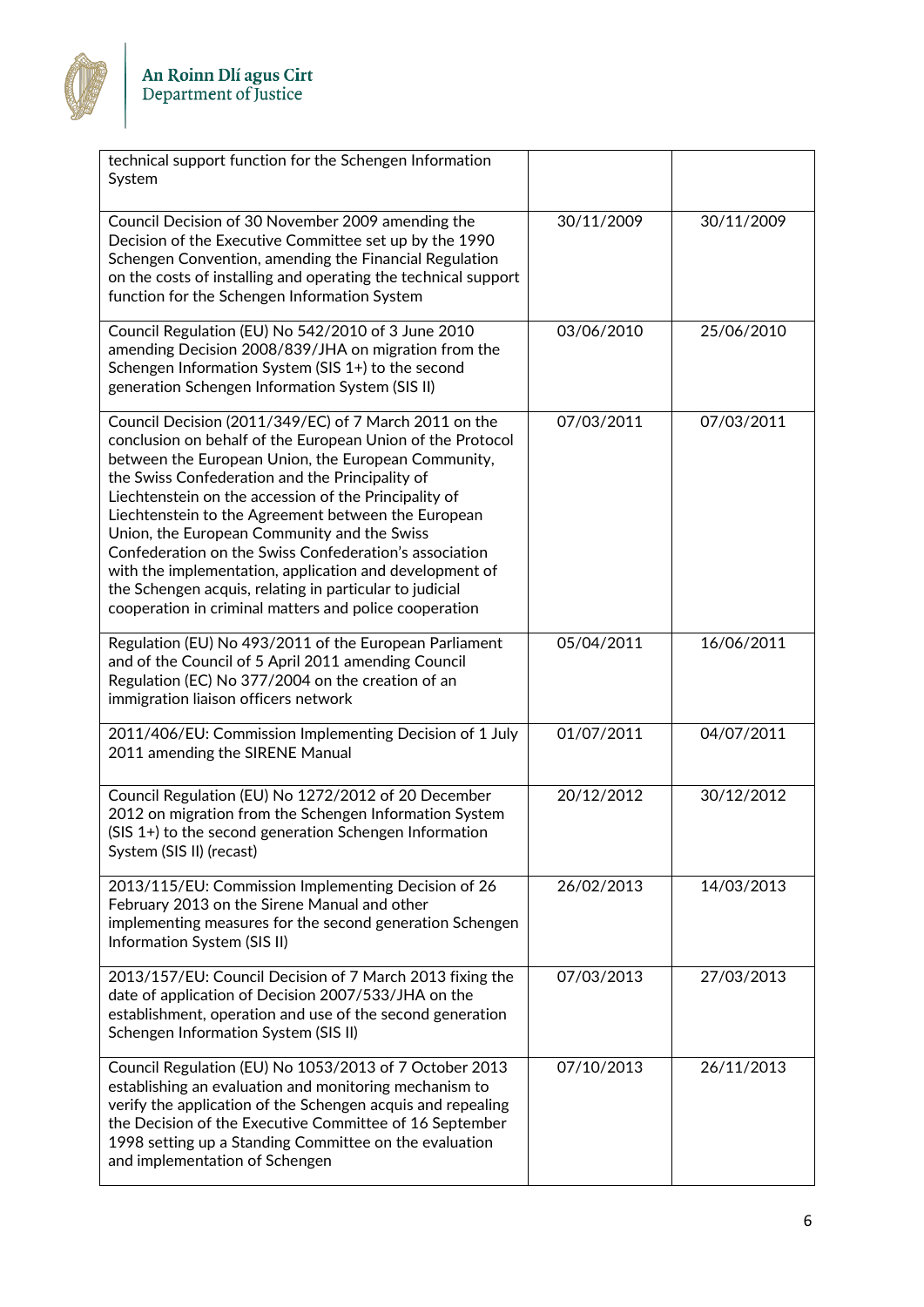| | | |
|---|---|---|
| technical support function for the Schengen Information System | | |
| Council Decision of 30 November 2009 amending the Decision of the Executive Committee set up by the 1990 Schengen Convention, amending the Financial Regulation on the costs of installing and operating the technical support function for the Schengen Information System | 30/11/2009 | 30/11/2009 |
| Council Regulation (EU) No 542/2010 of 3 June 2010 amending Decision 2008/839/JHA on migration from the Schengen Information System (SIS 1+) to the second generation Schengen Information System (SIS II) | 03/06/2010 | 25/06/2010 |
| Council Decision (2011/349/EC) of 7 March 2011 on the conclusion on behalf of the European Union of the Protocol between the European Union, the European Community, the Swiss Confederation and the Principality of Liechtenstein on the accession of the Principality of Liechtenstein to the Agreement between the European Union, the European Community and the Swiss Confederation on the Swiss Confederation's association with the implementation, application and development of the Schengen acquis, relating in particular to judicial cooperation in criminal matters and police cooperation | 07/03/2011 | 07/03/2011 |
| Regulation (EU) No 493/2011 of the European Parliament and of the Council of 5 April 2011 amending Council Regulation (EC) No 377/2004 on the creation of an immigration liaison officers network | 05/04/2011 | 16/06/2011 |
| 2011/406/EU: Commission Implementing Decision of 1 July 2011 amending the SIRENE Manual | 01/07/2011 | 04/07/2011 |
| Council Regulation (EU) No 1272/2012 of 20 December 2012 on migration from the Schengen Information System (SIS 1+) to the second generation Schengen Information System (SIS II) (recast) | 20/12/2012 | 30/12/2012 |
| 2013/115/EU: Commission Implementing Decision of 26 February 2013 on the Sirene Manual and other implementing measures for the second generation Schengen Information System (SIS II) | 26/02/2013 | 14/03/2013 |
| 2013/157/EU: Council Decision of 7 March 2013 fixing the date of application of Decision 2007/533/JHA on the establishment, operation and use of the second generation Schengen Information System (SIS II) | 07/03/2013 | 27/03/2013 |
| Council Regulation (EU) No 1053/2013 of 7 October 2013 establishing an evaluation and monitoring mechanism to verify the application of the Schengen acquis and repealing the Decision of the Executive Committee of 16 September 1998 setting up a Standing Committee on the evaluation and implementation of Schengen | 07/10/2013 | 26/11/2013 |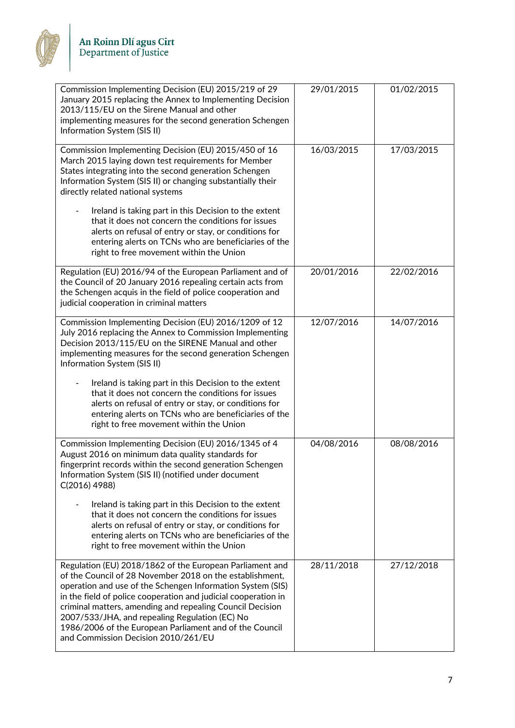| | | |
|---|---|---|
| Commission Implementing Decision (EU) 2015/219 of 29 January 2015 replacing the Annex to Implementing Decision 2013/115/EU on the Sirene Manual and other implementing measures for the second generation Schengen Information System (SIS II) | 29/01/2015 | 01/02/2015 |
| Commission Implementing Decision (EU) 2015/450 of 16 March 2015 laying down test requirements for Member States integrating into the second generation Schengen Information System (SIS II) or changing substantially their directly related national systems<br><br>- Ireland is taking part in this Decision to the extent that it does not concern the conditions for issues alerts on refusal of entry or stay, or conditions for entering alerts on TCNs who are beneficiaries of the right to free movement within the Union | 16/03/2015 | 17/03/2015 |
| Regulation (EU) 2016/94 of the European Parliament and of the Council of 20 January 2016 repealing certain acts from the Schengen acquis in the field of police cooperation and judicial cooperation in criminal matters | 20/01/2016 | 22/02/2016 |
| Commission Implementing Decision (EU) 2016/1209 of 12 July 2016 replacing the Annex to Commission Implementing Decision 2013/115/EU on the SIRENE Manual and other implementing measures for the second generation Schengen Information System (SIS II)<br><br>- Ireland is taking part in this Decision to the extent that it does not concern the conditions for issues alerts on refusal of entry or stay, or conditions for entering alerts on TCNs who are beneficiaries of the right to free movement within the Union | 12/07/2016 | 14/07/2016 |
| Commission Implementing Decision (EU) 2016/1345 of 4 August 2016 on minimum data quality standards for fingerprint records within the second generation Schengen Information System (SIS II) (notified under document C(2016) 4988)<br><br>- Ireland is taking part in this Decision to the extent that it does not concern the conditions for issues alerts on refusal of entry or stay, or conditions for entering alerts on TCNs who are beneficiaries of the right to free movement within the Union | 04/08/2016 | 08/08/2016 |
| Regulation (EU) 2018/1862 of the European Parliament and of the Council of 28 November 2018 on the establishment, operation and use of the Schengen Information System (SIS) in the field of police cooperation and judicial cooperation in criminal matters, amending and repealing Council Decision 2007/533/JHA, and repealing Regulation (EC) No 1986/2006 of the European Parliament and of the Council and Commission Decision 2010/261/EU | 28/11/2018 | 27/12/2018 |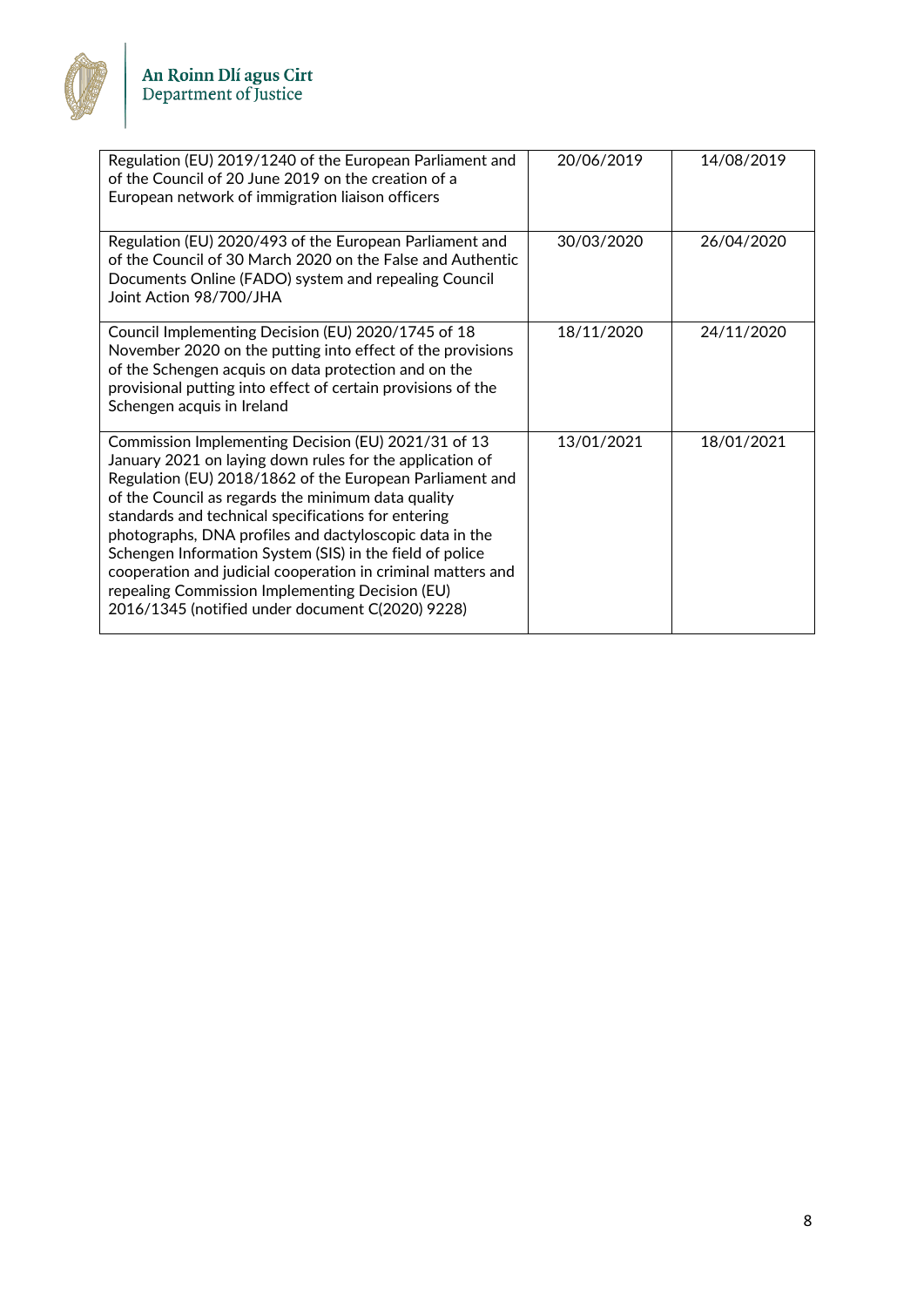| | | |
|---|---|---|
| Regulation (EU) 2019/1240 of the European Parliament and of the Council of 20 June 2019 on the creation of a European network of immigration liaison officers | 20/06/2019 | 14/08/2019 |
| Regulation (EU) 2020/493 of the European Parliament and of the Council of 30 March 2020 on the False and Authentic Documents Online (FADO) system and repealing Council Joint Action 98/700/JHA | 30/03/2020 | 26/04/2020 |
| Council Implementing Decision (EU) 2020/1745 of 18 November 2020 on the putting into effect of the provisions of the Schengen acquis on data protection and on the provisional putting into effect of certain provisions of the Schengen acquis in Ireland | 18/11/2020 | 24/11/2020 |
| Commission Implementing Decision (EU) 2021/31 of 13 January 2021 on laying down rules for the application of Regulation (EU) 2018/1862 of the European Parliament and of the Council as regards the minimum data quality standards and technical specifications for entering photographs, DNA profiles and dactyloscopic data in the Schengen Information System (SIS) in the field of police cooperation and judicial cooperation in criminal matters and repealing Commission Implementing Decision (EU) 2016/1345 (notified under document C(2020) 9228) | 13/01/2021 | 18/01/2021 |